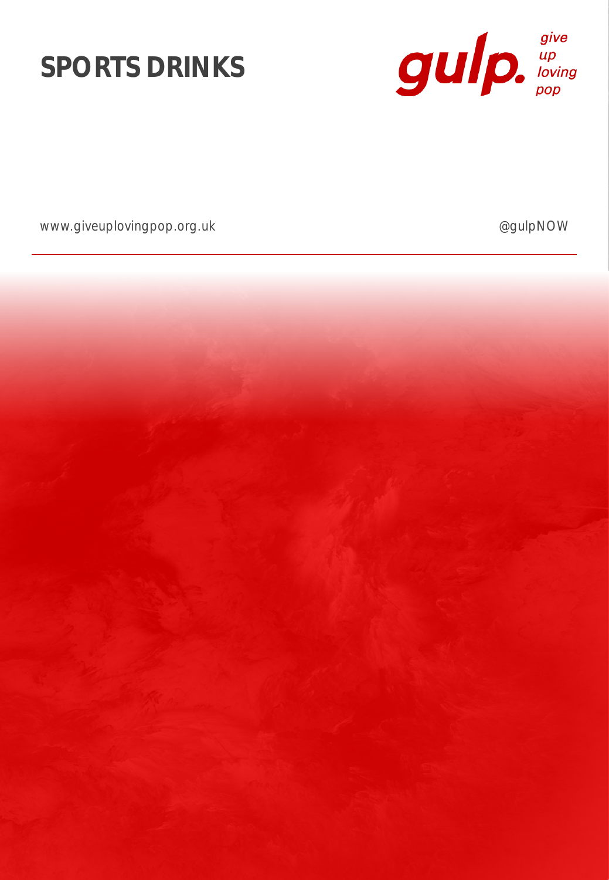# SPORTS DRINKS

gulp. *give up loving pop*

www.giveuplovingpop.org.uk

@gulpNOW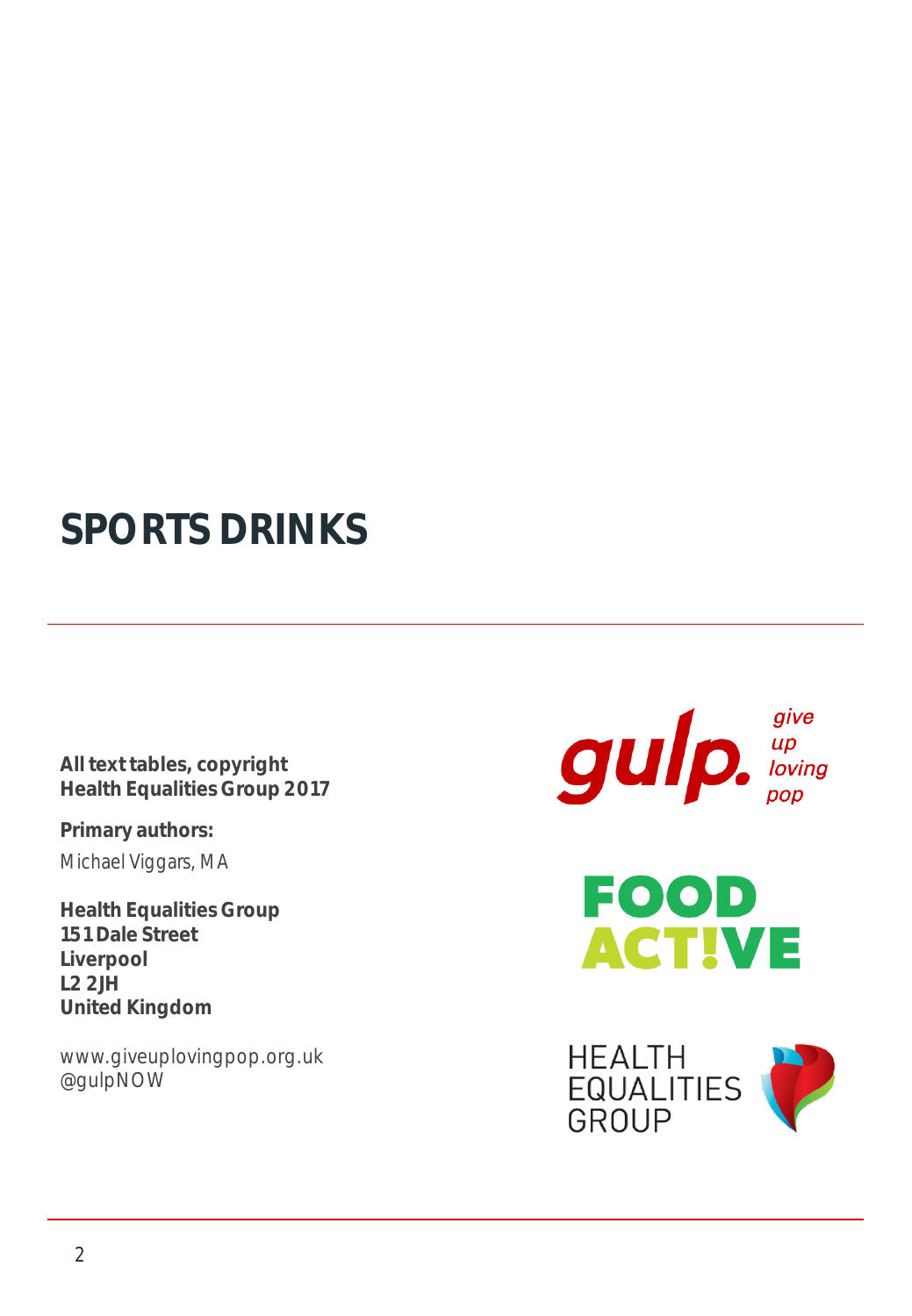# SPORTS DRINKS

**All text tables, copyright**
**Health Equalities Group 2017**

**Primary authors:**
Michael Viggars, MA

**Health Equalities Group**
**151 Dale Street**
**Liverpool**
**L2 2JH**
**United Kingdom**

www.giveuplovingpop.org.uk
@gulpNOW

gulp. give up loving pop

FOOD ACT!VE

HEALTH EQUALITIES GROUP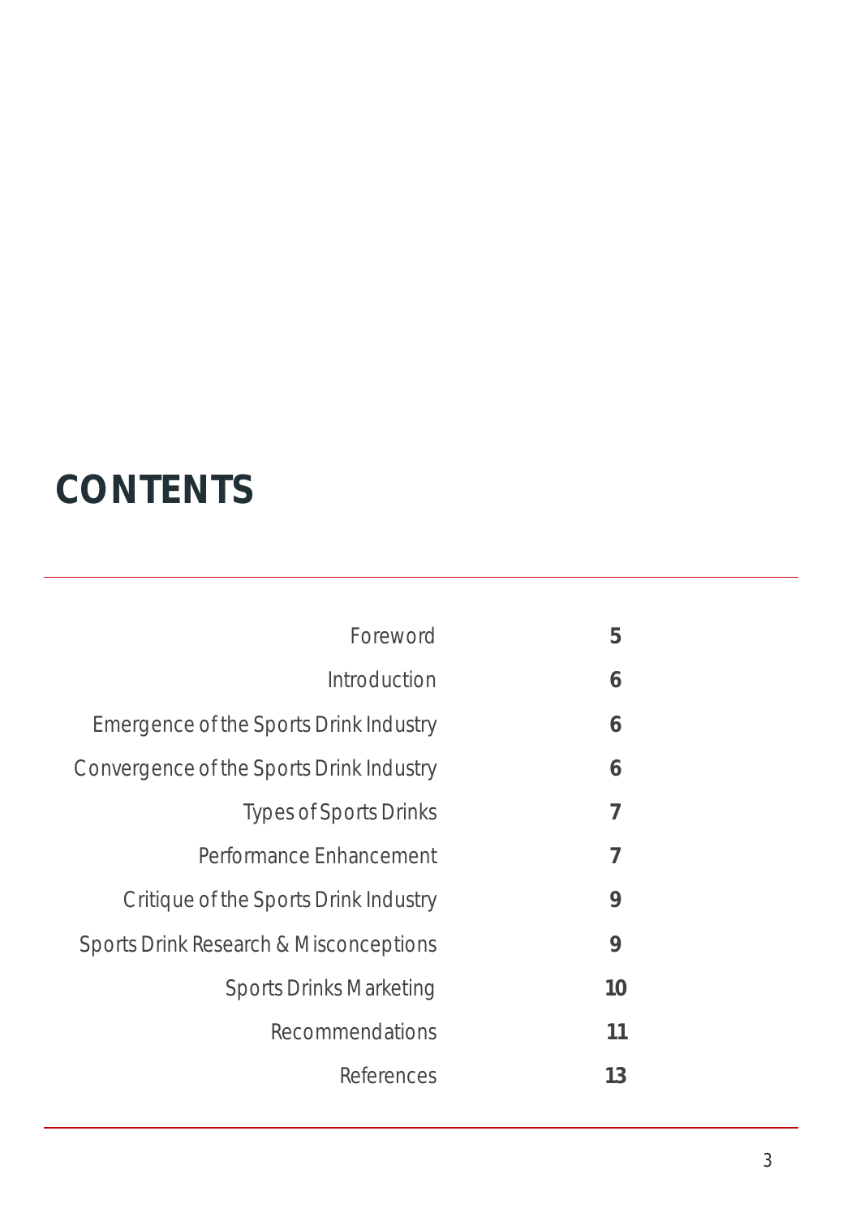# CONTENTS

| | |
|---|---|
| Foreword | **5** |
| Introduction | **6** |
| Emergence of the Sports Drink Industry | **6** |
| Convergence of the Sports Drink Industry | **6** |
| Types of Sports Drinks | **7** |
| Performance Enhancement | **7** |
| Critique of the Sports Drink Industry | **9** |
| Sports Drink Research & Misconceptions | **9** |
| Sports Drinks Marketing | **10** |
| Recommendations | **11** |
| References | **13** |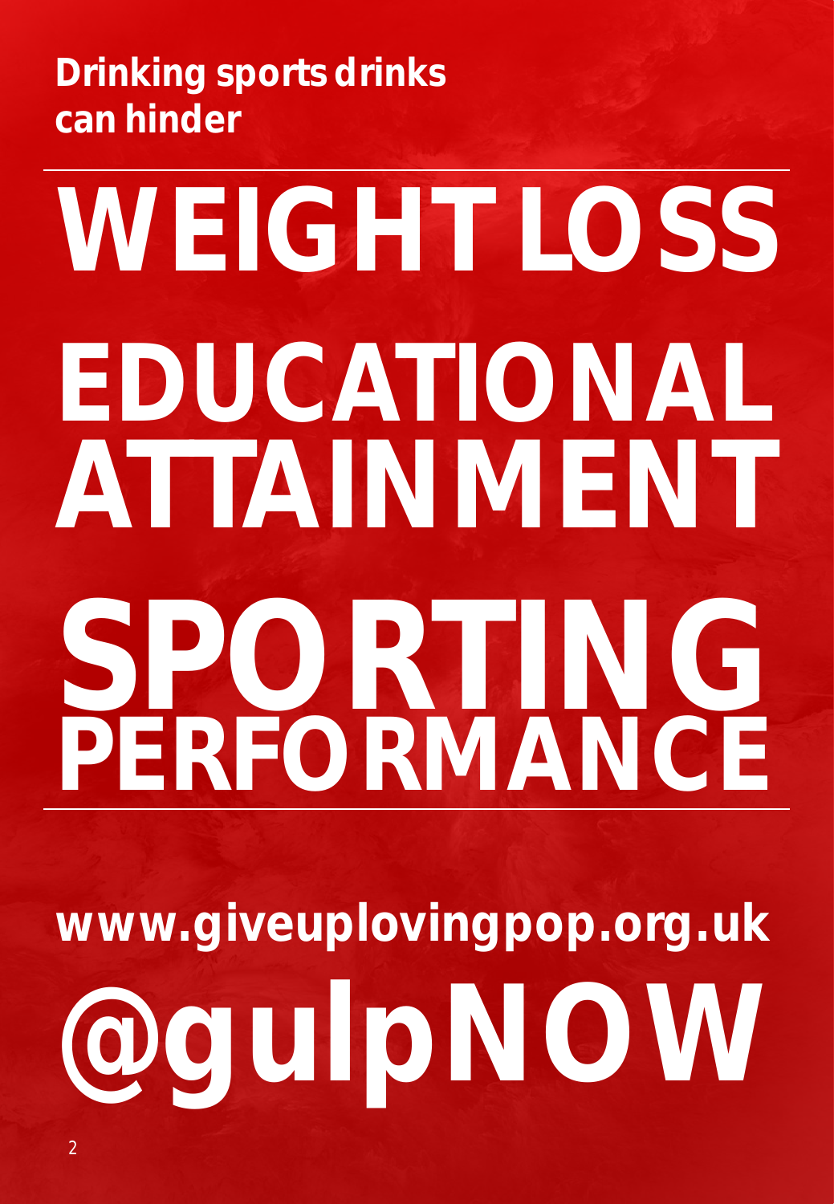**Drinking sports drinks can hinder**

# WEIGHT LOSS

# EDUCATIONAL ATTAINMENT

# SPORTING PERFORMANCE

**www.giveuplovingpop.org.uk**

# @gulpNOW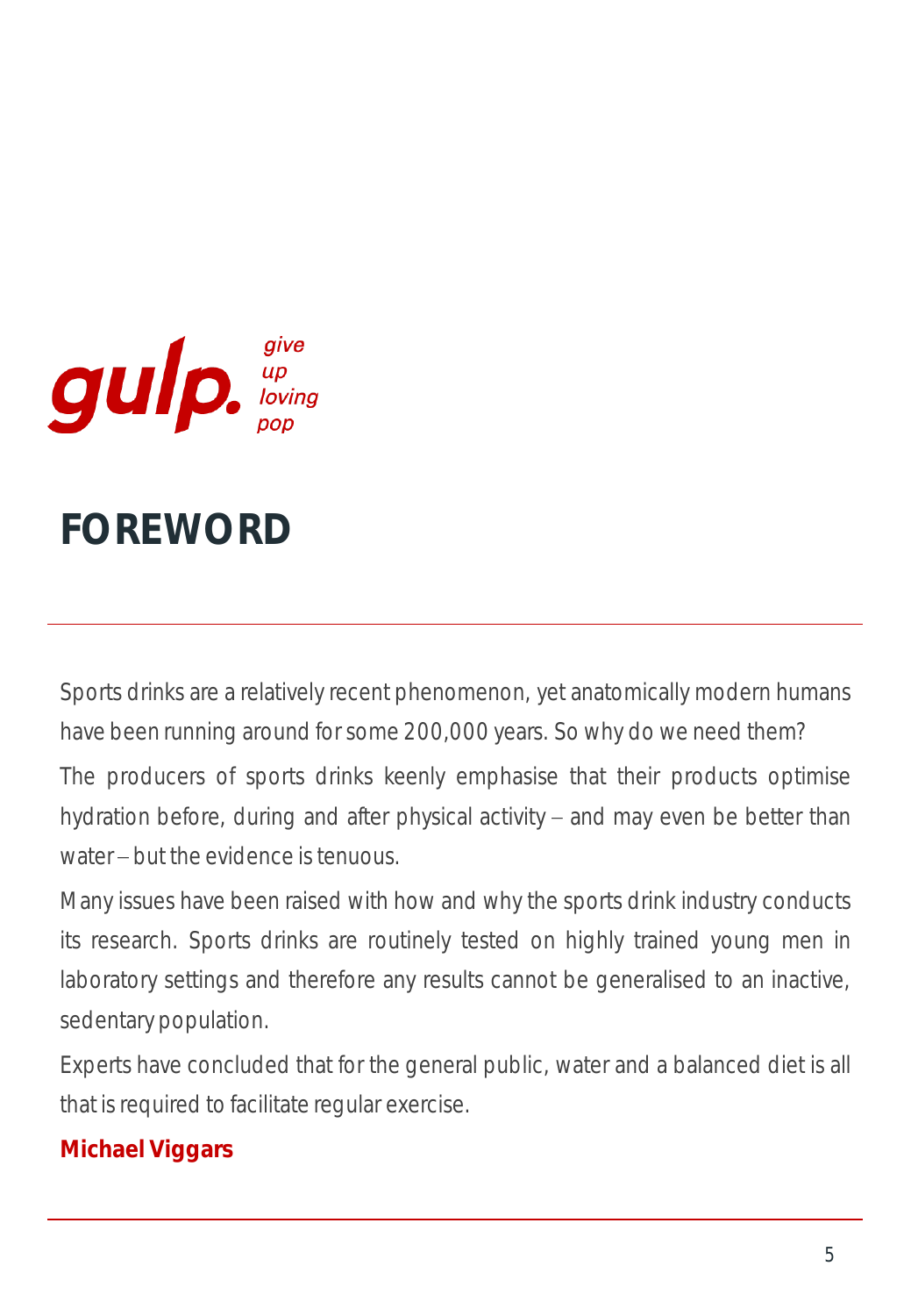gulp. *give up loving pop*

# FOREWORD

Sports drinks are a relatively recent phenomenon, yet anatomically modern humans have been running around for some 200,000 years. So why do we need them?

The producers of sports drinks keenly emphasise that their products optimise hydration before, during and after physical activity – and may even be better than water – but the evidence is tenuous.

Many issues have been raised with how and why the sports drink industry conducts its research. Sports drinks are routinely tested on highly trained young men in laboratory settings and therefore any results cannot be generalised to an inactive, sedentary population.

Experts have concluded that for the general public, water and a balanced diet is all that is required to facilitate regular exercise.

**Michael Viggars**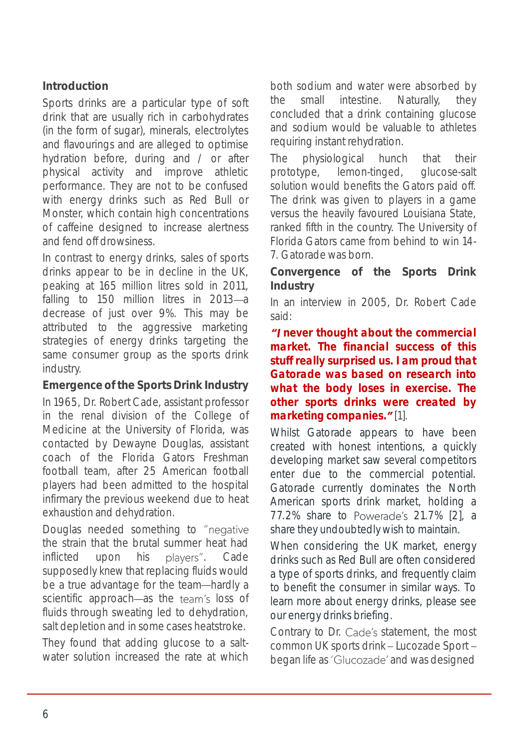## Introduction

Sports drinks are a particular type of soft drink that are usually rich in carbohydrates (in the form of sugar), minerals, electrolytes and flavourings and are alleged to optimise hydration before, during and / or after physical activity and improve athletic performance. They are not to be confused with energy drinks such as Red Bull or Monster, which contain high concentrations of caffeine designed to increase alertness and fend off drowsiness.

In contrast to energy drinks, sales of sports drinks appear to be in decline in the UK, peaking at 165 million litres sold in 2011, falling to 150 million litres in 2013—a decrease of just over 9%. This may be attributed to the aggressive marketing strategies of energy drinks targeting the same consumer group as the sports drink industry.

## Emergence of the Sports Drink Industry

In 1965, Dr. Robert Cade, assistant professor in the renal division of the College of Medicine at the University of Florida, was contacted by Dewayne Douglas, assistant coach of the Florida Gators Freshman football team, after 25 American football players had been admitted to the hospital infirmary the previous weekend due to heat exhaustion and dehydration.

Douglas needed something to "negative the strain that the brutal summer heat had inflicted upon his players". Cade supposedly knew that replacing fluids would be a true advantage for the team—hardly a scientific approach—as the team's loss of fluids through sweating led to dehydration, salt depletion and in some cases heatstroke.

They found that adding glucose to a salt-water solution increased the rate at which both sodium and water were absorbed by the small intestine. Naturally, they concluded that a drink containing glucose and sodium would be valuable to athletes requiring instant rehydration.

The physiological hunch that their prototype, lemon-tinged, glucose-salt solution would benefits the Gators paid off. The drink was given to players in a game versus the heavily favoured Louisiana State, ranked fifth in the country. The University of Florida Gators came from behind to win 14-7. Gatorade was born.

## Convergence of the Sports Drink Industry

In an interview in 2005, Dr. Robert Cade said:

***"I never thought about the commercial market. The financial success of this stuff really surprised us. I am proud that Gatorade was based on research into what the body loses in exercise. The other sports drinks were created by marketing companies."*** [1].

Whilst Gatorade appears to have been created with honest intentions, a quickly developing market saw several competitors enter due to the commercial potential. Gatorade currently dominates the North American sports drink market, holding a 77.2% share to Powerade's 21.7% [2], a share they undoubtedly wish to maintain.

When considering the UK market, energy drinks such as Red Bull are often considered a type of sports drinks, and frequently claim to benefit the consumer in similar ways. To learn more about energy drinks, please see our energy drinks briefing.

Contrary to Dr. Cade's statement, the most common UK sports drink – Lucozade Sport – began life as 'Glucozade' and was designed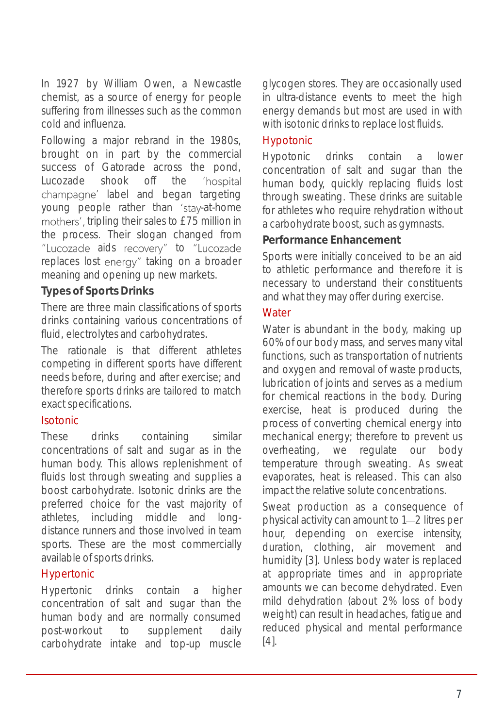In 1927 by William Owen, a Newcastle chemist, as a source of energy for people suffering from illnesses such as the common cold and influenza.

Following a major rebrand in the 1980s, brought on in part by the commercial success of Gatorade across the pond, Lucozade shook off the 'hospital champagne' label and began targeting young people rather than 'stay-at-home mothers', tripling their sales to £75 million in the process. Their slogan changed from "Lucozade aids recovery" to "Lucozade replaces lost energy" taking on a broader meaning and opening up new markets.

### Types of Sports Drinks

There are three main classifications of sports drinks containing various concentrations of fluid, electrolytes and carbohydrates.

The rationale is that different athletes competing in different sports have different needs before, during and after exercise; and therefore sports drinks are tailored to match exact specifications.

#### Isotonic

These drinks containing similar concentrations of salt and sugar as in the human body. This allows replenishment of fluids lost through sweating and supplies a boost carbohydrate. Isotonic drinks are the preferred choice for the vast majority of athletes, including middle and long-distance runners and those involved in team sports. These are the most commercially available of sports drinks.

#### Hypertonic

Hypertonic drinks contain a higher concentration of salt and sugar than the human body and are normally consumed post-workout to supplement daily carbohydrate intake and top-up muscle glycogen stores. They are occasionally used in ultra-distance events to meet the high energy demands but most are used in with with isotonic drinks to replace lost fluids.

#### Hypotonic

Hypotonic drinks contain a lower concentration of salt and sugar than the human body, quickly replacing fluids lost through sweating. These drinks are suitable for athletes who require rehydration without a carbohydrate boost, such as gymnasts.

### Performance Enhancement

Sports were initially conceived to be an aid to athletic performance and therefore it is necessary to understand their constituents and what they may offer during exercise.

#### Water

Water is abundant in the body, making up 60% of our body mass, and serves many vital functions, such as transportation of nutrients and oxygen and removal of waste products, lubrication of joints and serves as a medium for chemical reactions in the body. During exercise, heat is produced during the process of converting chemical energy into mechanical energy; therefore to prevent us overheating, we regulate our body temperature through sweating. As sweat evaporates, heat is released. This can also impact the relative solute concentrations.

Sweat production as a consequence of physical activity can amount to 1—2 litres per hour, depending on exercise intensity, duration, clothing, air movement and humidity [3]. Unless body water is replaced at appropriate times and in appropriate amounts we can become dehydrated. Even mild dehydration (about 2% loss of body weight) can result in headaches, fatigue and reduced physical and mental performance [4].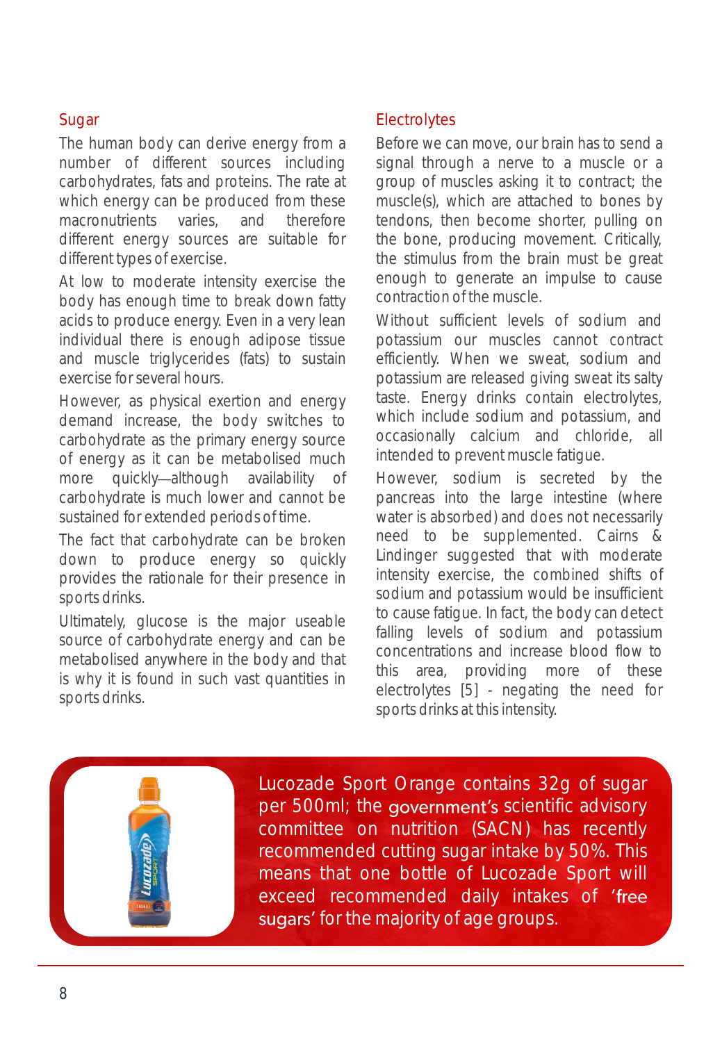## Sugar

The human body can derive energy from a number of different sources including carbohydrates, fats and proteins. The rate at which energy can be produced from these macronutrients varies, and therefore different energy sources are suitable for different types of exercise.

At low to moderate intensity exercise the body has enough time to break down fatty acids to produce energy. Even in a very lean individual there is enough adipose tissue and muscle triglycerides (fats) to sustain exercise for several hours.

However, as physical exertion and energy demand increase, the body switches to carbohydrate as the primary energy source of energy as it can be metabolised much more quickly—although availability of carbohydrate is much lower and cannot be sustained for extended periods of time.

The fact that carbohydrate can be broken down to produce energy so quickly provides the rationale for their presence in sports drinks.

Ultimately, glucose is the major useable source of carbohydrate energy and can be metabolised anywhere in the body and that is why it is found in such vast quantities in sports drinks.

## Electrolytes

Before we can move, our brain has to send a signal through a nerve to a muscle or a group of muscles asking it to contract; the muscle(s), which are attached to bones by tendons, then become shorter, pulling on the bone, producing movement. Critically, the stimulus from the brain must be great enough to generate an impulse to cause contraction of the muscle.

Without sufficient levels of sodium and potassium our muscles cannot contract efficiently. When we sweat, sodium and potassium are released giving sweat its salty taste. Energy drinks contain electrolytes, which include sodium and potassium, and occasionally calcium and chloride, all intended to prevent muscle fatigue.

However, sodium is secreted by the pancreas into the large intestine (where water is absorbed) and does not necessarily need to be supplemented. Cairns & Lindinger suggested that with moderate intensity exercise, the combined shifts of sodium and potassium would be insufficient to cause fatigue. In fact, the body can detect falling levels of sodium and potassium concentrations and increase blood flow to this area, providing more of these electrolytes [5] - negating the need for sports drinks at this intensity.

Lucozade Sport Orange contains 32g of sugar per 500ml; the government's scientific advisory committee on nutrition (SACN) has recently recommended cutting sugar intake by 50%. This means that one bottle of Lucozade Sport will exceed recommended daily intakes of 'free sugars' for the majority of age groups.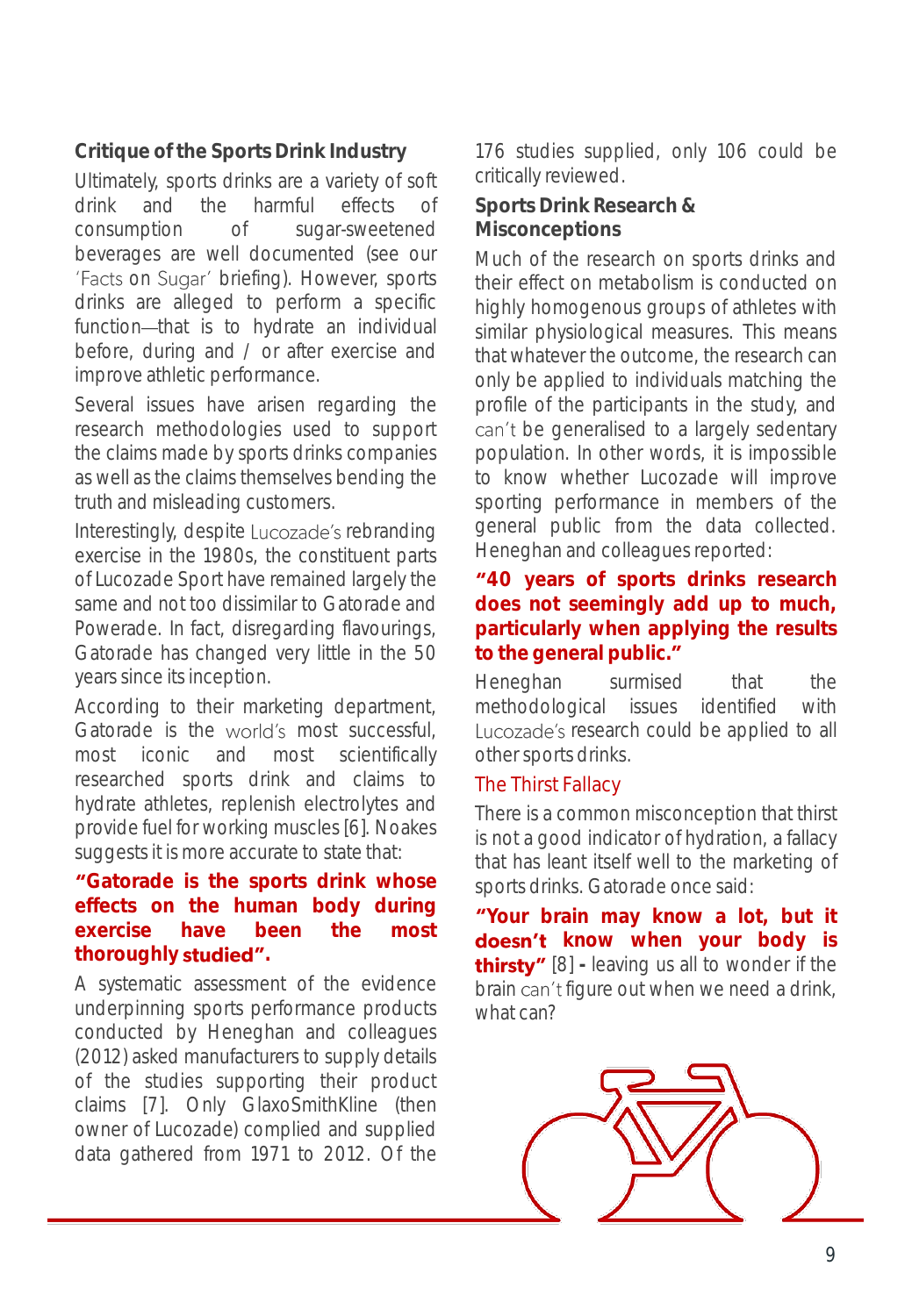## Critique of the Sports Drink Industry

Ultimately, sports drinks are a variety of soft drink and the harmful effects of consumption of sugar-sweetened beverages are well documented (see our 'Facts on Sugar' briefing). However, sports drinks are alleged to perform a specific function—that is to hydrate an individual before, during and / or after exercise and improve athletic performance.

Several issues have arisen regarding the research methodologies used to support the claims made by sports drinks companies as well as the claims themselves bending the truth and misleading customers.

Interestingly, despite Lucozade's rebranding exercise in the 1980s, the constituent parts of Lucozade Sport have remained largely the same and not too dissimilar to Gatorade and Powerade. In fact, disregarding flavourings, Gatorade has changed very little in the 50 years since its inception.

According to their marketing department, Gatorade is the world's most successful, most iconic and most scientifically researched sports drink and claims to hydrate athletes, replenish electrolytes and provide fuel for working muscles [6]. Noakes suggests it is more accurate to state that:

**"Gatorade is the sports drink whose effects on the human body during exercise have been the most thoroughly studied".**

A systematic assessment of the evidence underpinning sports performance products conducted by Heneghan and colleagues (2012) asked manufacturers to supply details of the studies supporting their product claims [7]. Only GlaxoSmithKline (then owner of Lucozade) complied and supplied data gathered from 1971 to 2012. Of the 176 studies supplied, only 106 could be critically reviewed.

## Sports Drink Research & Misconceptions

Much of the research on sports drinks and their effect on metabolism is conducted on highly homogenous groups of athletes with similar physiological measures. This means that whatever the outcome, the research can only be applied to individuals matching the profile of the participants in the study, and can't be generalised to a largely sedentary population. In other words, it is impossible to know whether Lucozade will improve sporting performance in members of the general public from the data collected. Heneghan and colleagues reported:

**"40 years of sports drinks research does not seemingly add up to much, particularly when applying the results to the general public."**

Heneghan surmised that the methodological issues identified with Lucozade's research could be applied to all other sports drinks.

### The Thirst Fallacy

There is a common misconception that thirst is not a good indicator of hydration, a fallacy that has leant itself well to the marketing of sports drinks. Gatorade once said:

**"Your brain may know a lot, but it doesn't know when your body is thirsty"** [8] - leaving us all to wonder if the brain can't figure out when we need a drink, what can?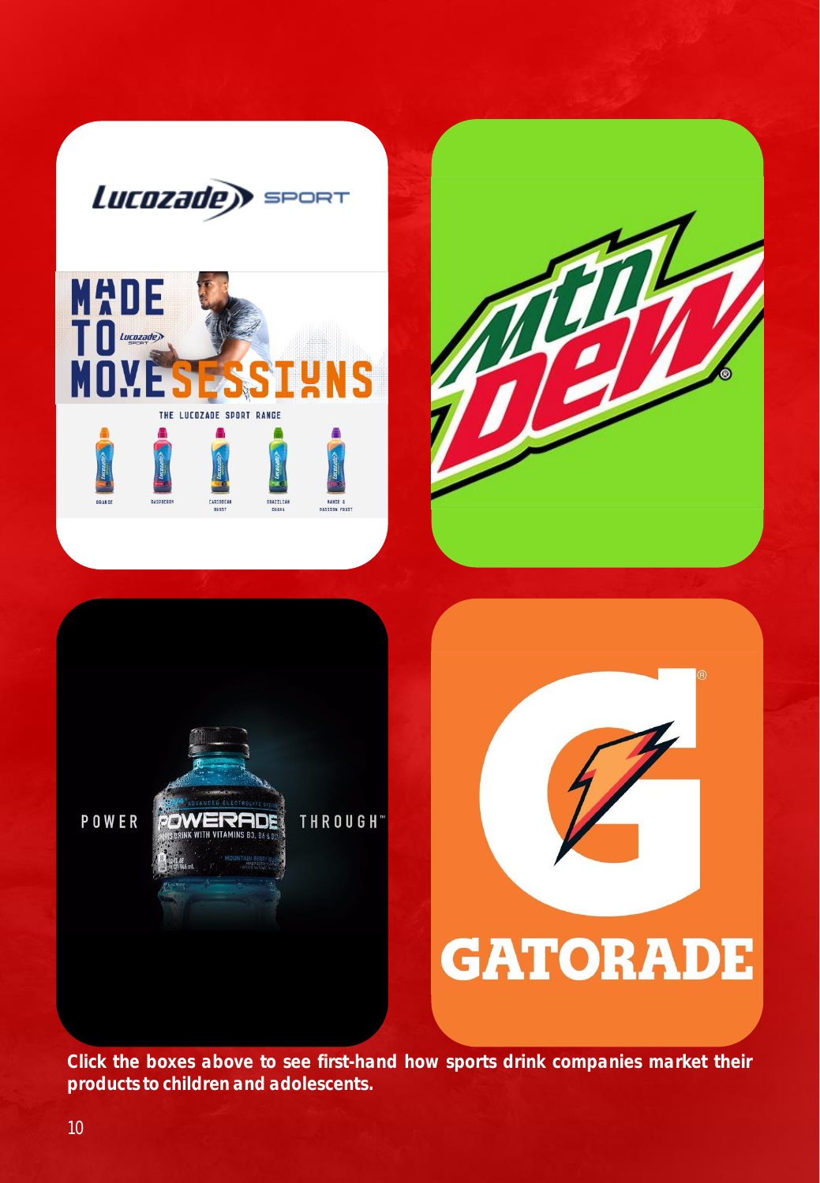**Click the boxes above to see first-hand how sports drink companies market their products to children and adolescents.**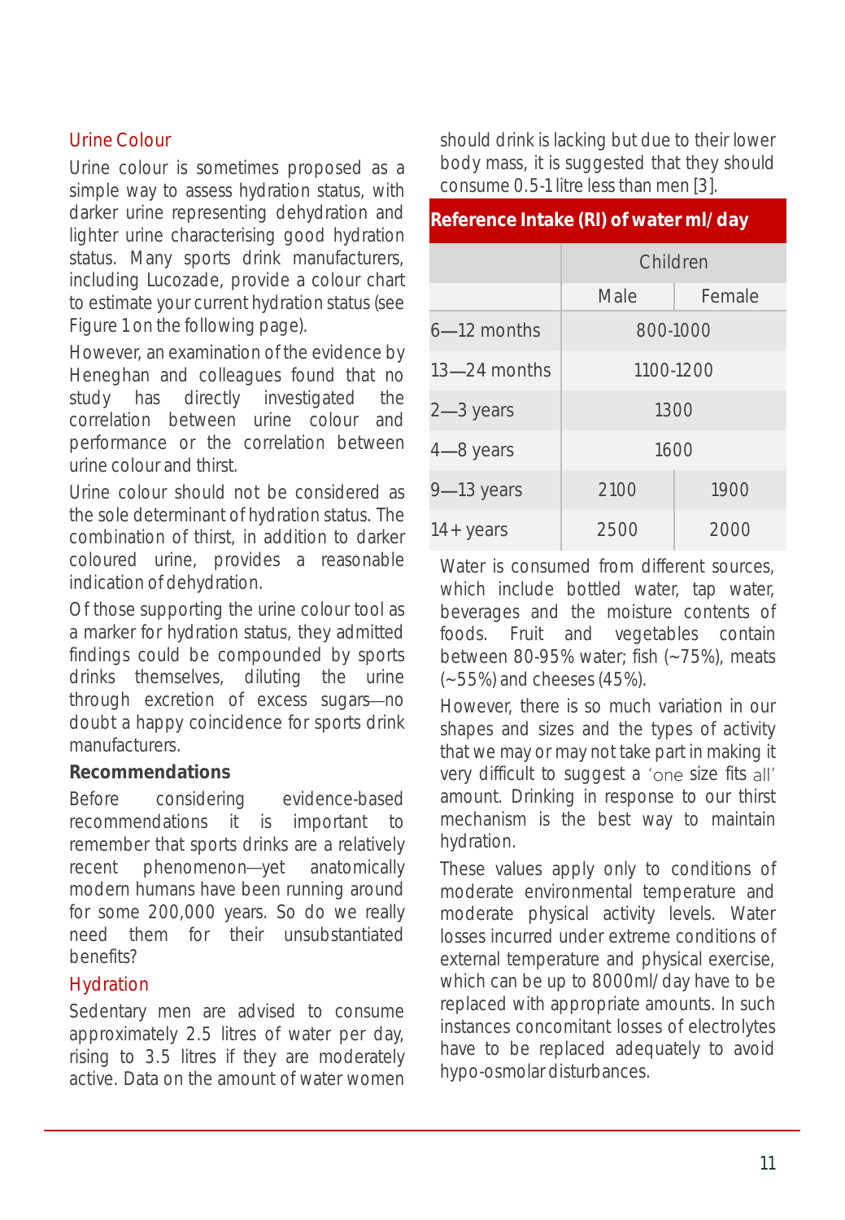## Urine Colour

Urine colour is sometimes proposed as a simple way to assess hydration status, with darker urine representing dehydration and lighter urine characterising good hydration status. Many sports drink manufacturers, including Lucozade, provide a colour chart to estimate your current hydration status (see Figure 1 on the following page).

However, an examination of the evidence by Heneghan and colleagues found that no study has directly investigated the correlation between urine colour and performance or the correlation between urine colour and thirst.

Urine colour should not be considered as the sole determinant of hydration status. The combination of thirst, in addition to darker coloured urine, provides a reasonable indication of dehydration.

Of those supporting the urine colour tool as a marker for hydration status, they admitted findings could be compounded by sports drinks themselves, diluting the urine through excretion of excess sugars—no doubt a happy coincidence for sports drink manufacturers.

### Recommendations

Before considering evidence-based recommendations it is important to remember that sports drinks are a relatively recent phenomenon—yet anatomically modern humans have been running around for some 200,000 years. So do we really need them for their unsubstantiated benefits?

## Hydration

Sedentary men are advised to consume approximately 2.5 litres of water per day, rising to 3.5 litres if they are moderately active. Data on the amount of water women should drink is lacking but due to their lower body mass, it is suggested that they should consume 0.5-1 litre less than men [3].

**Reference Intake (RI) of water ml/day**

| | Children | |
|---|---|---|
| | Male | Female |
| 6—12 months | 800-1000 | |
| 13—24 months | 1100-1200 | |
| 2—3 years | 1300 | |
| 4—8 years | 1600 | |
| 9—13 years | 2100 | 1900 |
| 14+ years | 2500 | 2000 |

Water is consumed from different sources, which include bottled water, tap water, beverages and the moisture contents of foods. Fruit and vegetables contain between 80-95% water; fish (~75%), meats (~55%) and cheeses (45%).

However, there is so much variation in our shapes and sizes and the types of activity that we may or may not take part in making it very difficult to suggest a 'one size fits all' amount. Drinking in response to our thirst mechanism is the best way to maintain hydration.

These values apply only to conditions of moderate environmental temperature and moderate physical activity levels. Water losses incurred under extreme conditions of external temperature and physical exercise, which can be up to 8000ml/day have to be replaced with appropriate amounts. In such instances concomitant losses of electrolytes have to be replaced adequately to avoid hypo-osmolar disturbances.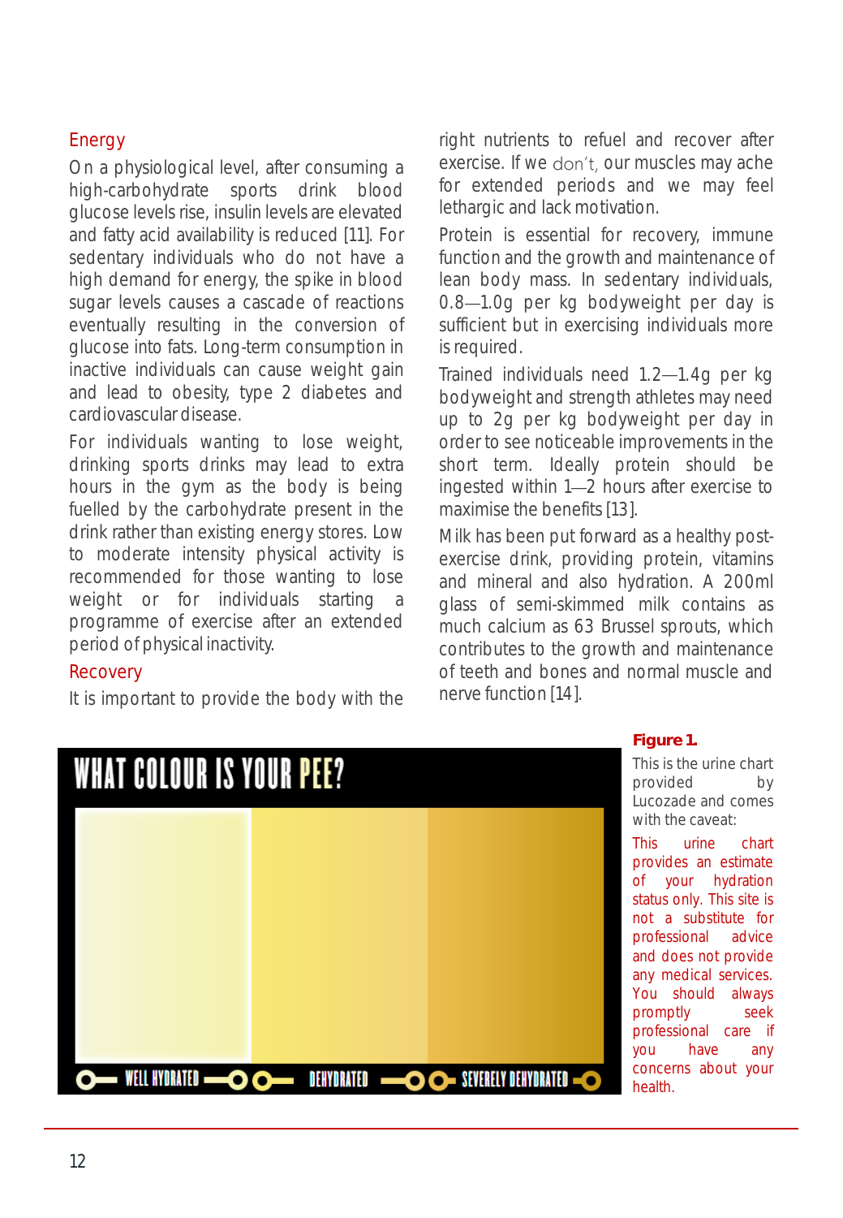## Energy

On a physiological level, after consuming a high-carbohydrate sports drink blood glucose levels rise, insulin levels are elevated and fatty acid availability is reduced [11]. For sedentary individuals who do not have a high demand for energy, the spike in blood sugar levels causes a cascade of reactions eventually resulting in the conversion of glucose into fats. Long-term consumption in inactive individuals can cause weight gain and lead to obesity, type 2 diabetes and cardiovascular disease.

For individuals wanting to lose weight, drinking sports drinks may lead to extra hours in the gym as the body is being fuelled by the carbohydrate present in the drink rather than existing energy stores. Low to moderate intensity physical activity is recommended for those wanting to lose weight or for individuals starting a programme of exercise after an extended period of physical inactivity.

## Recovery

It is important to provide the body with the right nutrients to refuel and recover after exercise. If we don't, our muscles may ache for extended periods and we may feel lethargic and lack motivation.

Protein is essential for recovery, immune function and the growth and maintenance of lean body mass. In sedentary individuals, 0.8—1.0g per kg bodyweight per day is sufficient but in exercising individuals more is required.

Trained individuals need 1.2—1.4g per kg bodyweight and strength athletes may need up to 2g per kg bodyweight per day in order to see noticeable improvements in the short term. Ideally protein should be ingested within 1—2 hours after exercise to maximise the benefits [13].

Milk has been put forward as a healthy post-exercise drink, providing protein, vitamins and mineral and also hydration. A 200ml glass of semi-skimmed milk contains as much calcium as 63 Brussel sprouts, which contributes to the growth and maintenance of teeth and bones and normal muscle and nerve function [14].

WHAT COLOUR IS YOUR PEE?

WELL HYDRATED — DEHYDRATED — SEVERELY DEHYDRATED

**Figure 1.**

This is the urine chart provided by Lucozade and comes with the caveat:

This urine chart provides an estimate of your hydration status only. This site is not a substitute for professional advice and does not provide any medical services. You should always promptly seek professional care if you have any concerns about your health.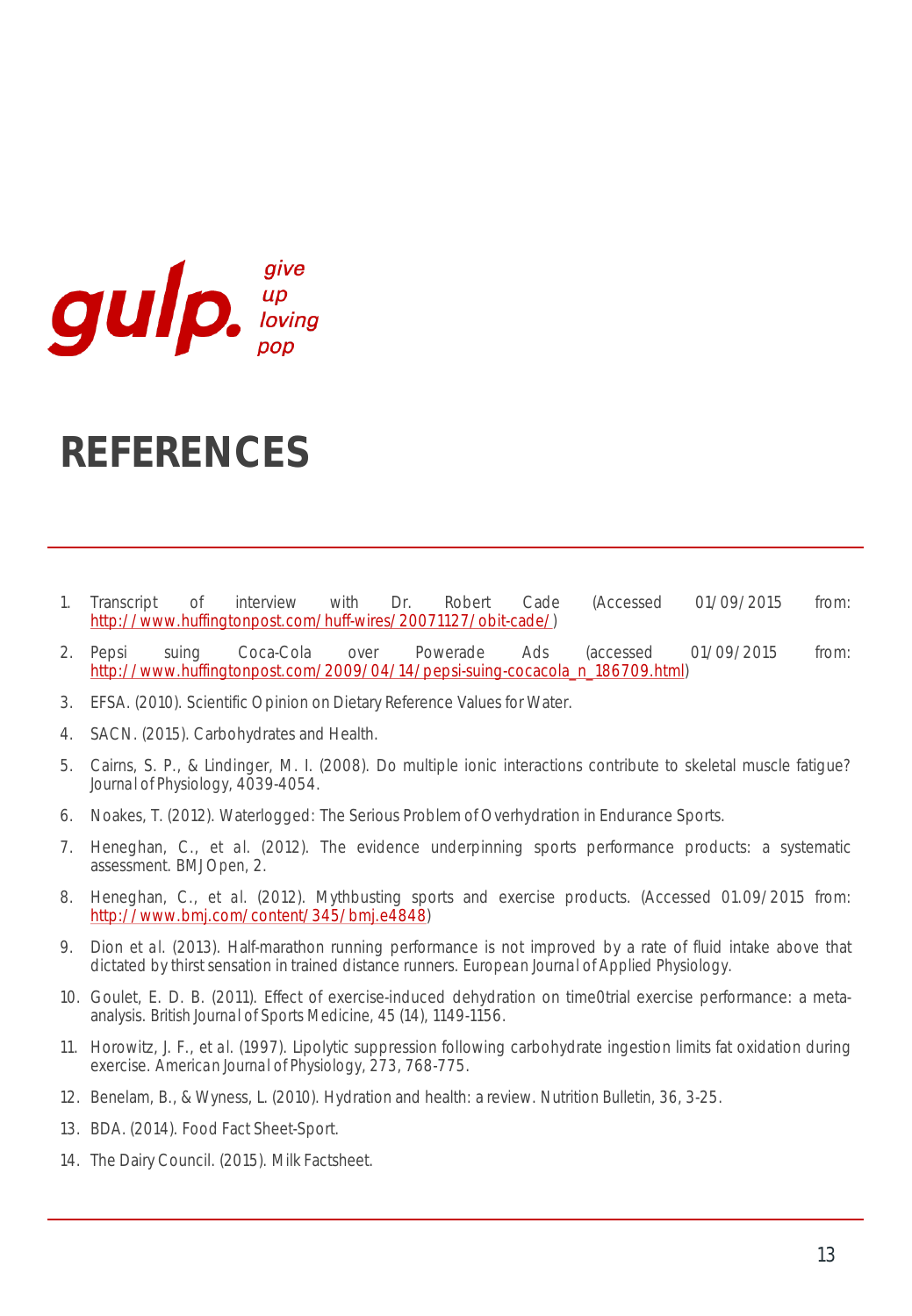gulp. give up loving pop

# REFERENCES

1. Transcript of interview with Dr. Robert Cade (Accessed 01/09/2015 from: http://www.huffingtonpost.com/huff-wires/20071127/obit-cade/)
2. Pepsi suing Coca-Cola over Powerade Ads (accessed 01/09/2015 from: http://www.huffingtonpost.com/2009/04/14/pepsi-suing-cocacola_n_186709.html)
3. EFSA. (2010). Scientific Opinion on Dietary Reference Values for Water.
4. SACN. (2015). Carbohydrates and Health.
5. Cairns, S. P., & Lindinger, M. I. (2008). Do multiple ionic interactions contribute to skeletal muscle fatigue? *Journal of Physiology*, 4039-4054.
6. Noakes, T. (2012). Waterlogged: The Serious Problem of Overhydration in Endurance Sports.
7. Heneghan, C., *et al*. (2012). The evidence underpinning sports performance products: a systematic assessment. BMJ Open, 2.
8. Heneghan, C., *et al*. (2012). Mythbusting sports and exercise products. (Accessed 01.09/2015 from: http://www.bmj.com/content/345/bmj.e4848)
9. Dion *et al*. (2013). Half-marathon running performance is not improved by a rate of fluid intake above that dictated by thirst sensation in trained distance runners. *European Journal of Applied Physiology*.
10. Goulet, E. D. B. (2011). Effect of exercise-induced dehydration on time0trial exercise performance: a meta-analysis. *British Journal of Sports Medicine*, 45 (14), 1149-1156.
11. Horowitz, J. F., *et al*. (1997). Lipolytic suppression following carbohydrate ingestion limits fat oxidation during exercise. *American Journal of Physiology*, 273, 768-775.
12. Benelam, B., & Wyness, L. (2010). Hydration and health: a review. Nutrition Bulletin, 36, 3-25.
13. BDA. (2014). Food Fact Sheet-Sport.
14. The Dairy Council. (2015). Milk Factsheet.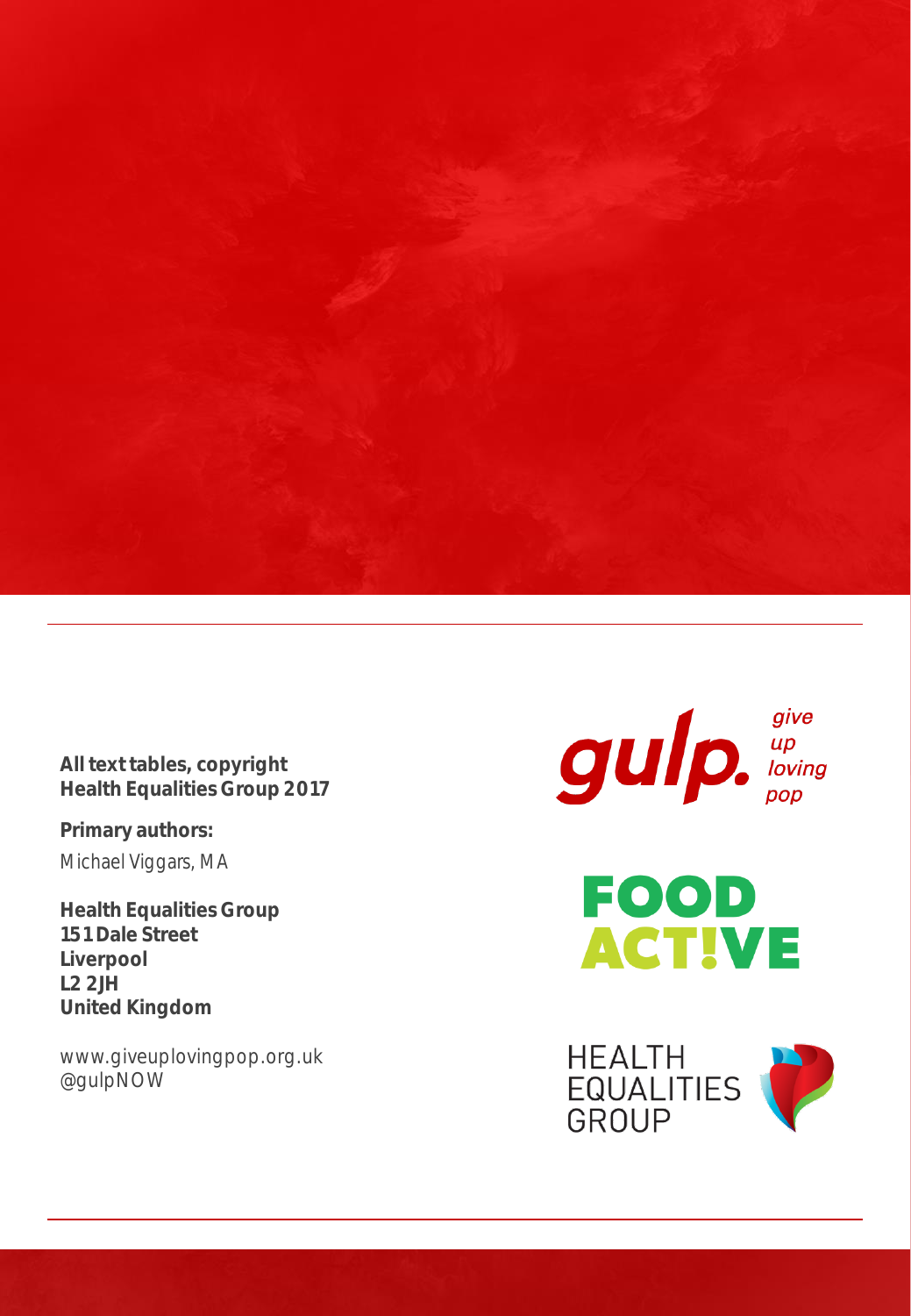**All text tables, copyright**
**Health Equalities Group 2017**

**Primary authors:**

Michael Viggars, MA

**Health Equalities Group**
**151 Dale Street**
**Liverpool**
**L2 2JH**
**United Kingdom**

www.giveuplovingpop.org.uk
@gulpNOW

gulp. give up loving pop

FOOD ACT!VE

HEALTH EQUALITIES GROUP